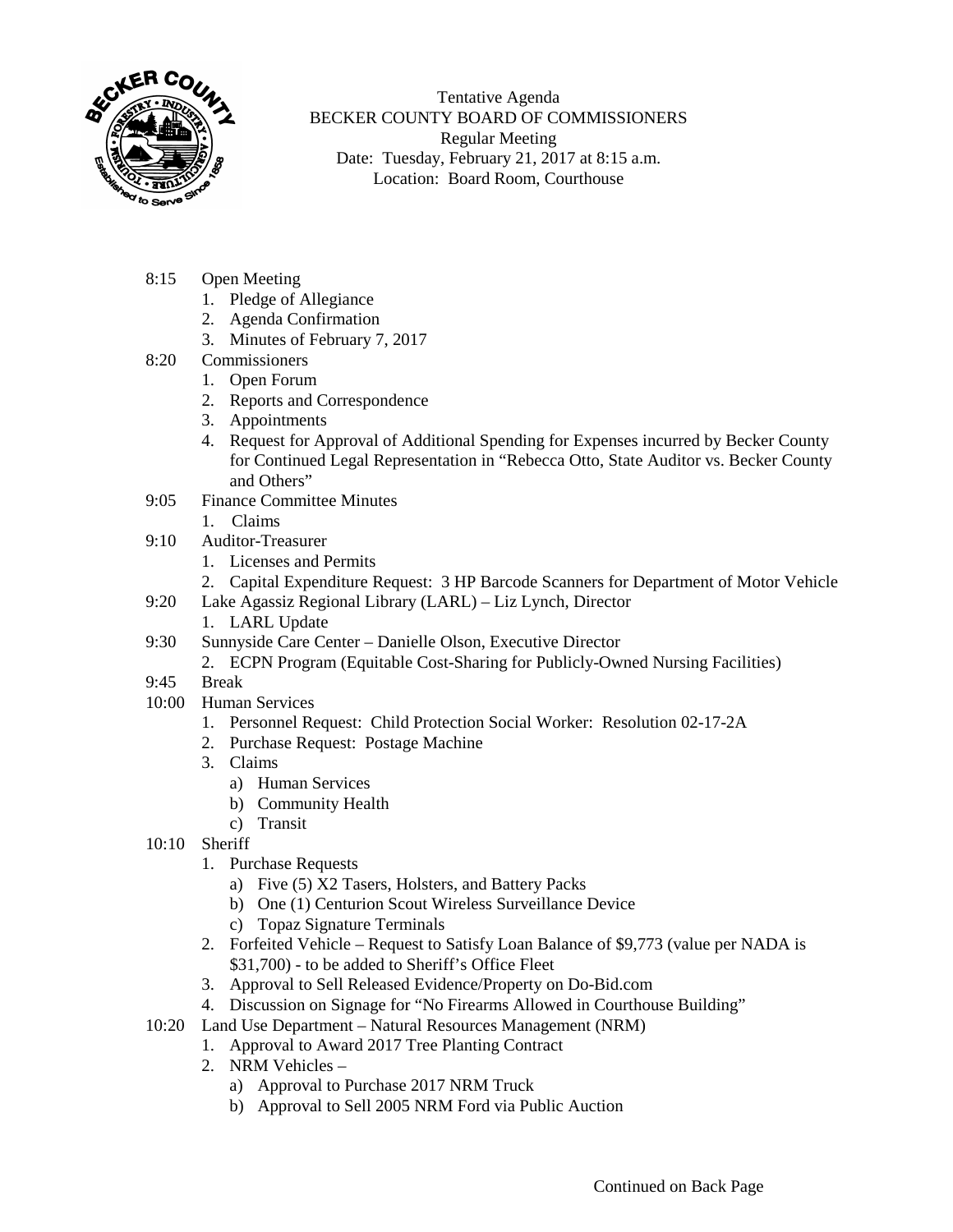Tentative Agenda
BECKER COUNTY BOARD OF COMMISSIONERS
Regular Meeting
Date: Tuesday, February 21, 2017 at 8:15 a.m.
Location: Board Room, Courthouse

- 8:15 Open Meeting
  1. Pledge of Allegiance
  2. Agenda Confirmation
  3. Minutes of February 7, 2017
- 8:20 Commissioners
  1. Open Forum
  2. Reports and Correspondence
  3. Appointments
  4. Request for Approval of Additional Spending for Expenses incurred by Becker County for Continued Legal Representation in "Rebecca Otto, State Auditor vs. Becker County and Others"
- 9:05 Finance Committee Minutes
  1. Claims
- 9:10 Auditor-Treasurer
  1. Licenses and Permits
  2. Capital Expenditure Request: 3 HP Barcode Scanners for Department of Motor Vehicle
- 9:20 Lake Agassiz Regional Library (LARL) – Liz Lynch, Director
  1. LARL Update
- 9:30 Sunnyside Care Center – Danielle Olson, Executive Director
  2. ECPN Program (Equitable Cost-Sharing for Publicly-Owned Nursing Facilities)
- 9:45 Break
- 10:00 Human Services
  1. Personnel Request: Child Protection Social Worker: Resolution 02-17-2A
  2. Purchase Request: Postage Machine
  3. Claims
     a) Human Services
     b) Community Health
     c) Transit
- 10:10 Sheriff
  1. Purchase Requests
     a) Five (5) X2 Tasers, Holsters, and Battery Packs
     b) One (1) Centurion Scout Wireless Surveillance Device
     c) Topaz Signature Terminals
  2. Forfeited Vehicle – Request to Satisfy Loan Balance of $9,773 (value per NADA is $31,700) - to be added to Sheriff's Office Fleet
  3. Approval to Sell Released Evidence/Property on Do-Bid.com
  4. Discussion on Signage for "No Firearms Allowed in Courthouse Building"
- 10:20 Land Use Department – Natural Resources Management (NRM)
  1. Approval to Award 2017 Tree Planting Contract
  2. NRM Vehicles –
     a) Approval to Purchase 2017 NRM Truck
     b) Approval to Sell 2005 NRM Ford via Public Auction

Continued on Back Page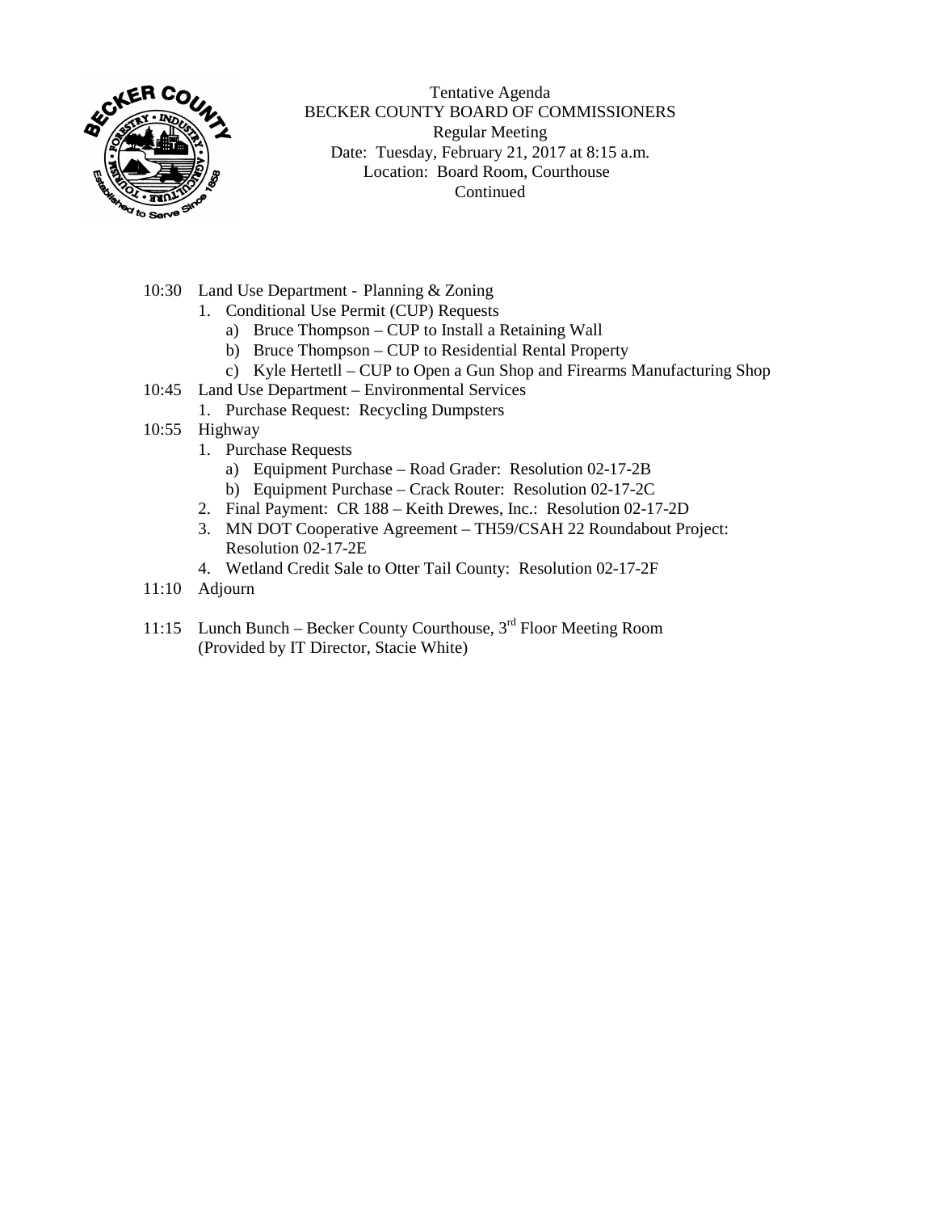Tentative Agenda
BECKER COUNTY BOARD OF COMMISSIONERS
Regular Meeting
Date: Tuesday, February 21, 2017 at 8:15 a.m.
Location: Board Room, Courthouse
Continued

10:30 Land Use Department - Planning & Zoning

1. Conditional Use Permit (CUP) Requests
   a) Bruce Thompson – CUP to Install a Retaining Wall
   b) Bruce Thompson – CUP to Residential Rental Property
   c) Kyle Hertetll – CUP to Open a Gun Shop and Firearms Manufacturing Shop

10:45 Land Use Department – Environmental Services

1. Purchase Request: Recycling Dumpsters

10:55 Highway

1. Purchase Requests
   a) Equipment Purchase – Road Grader: Resolution 02-17-2B
   b) Equipment Purchase – Crack Router: Resolution 02-17-2C
2. Final Payment: CR 188 – Keith Drewes, Inc.: Resolution 02-17-2D
3. MN DOT Cooperative Agreement – TH59/CSAH 22 Roundabout Project: Resolution 02-17-2E
4. Wetland Credit Sale to Otter Tail County: Resolution 02-17-2F

11:10 Adjourn

11:15 Lunch Bunch – Becker County Courthouse, 3rd Floor Meeting Room
(Provided by IT Director, Stacie White)